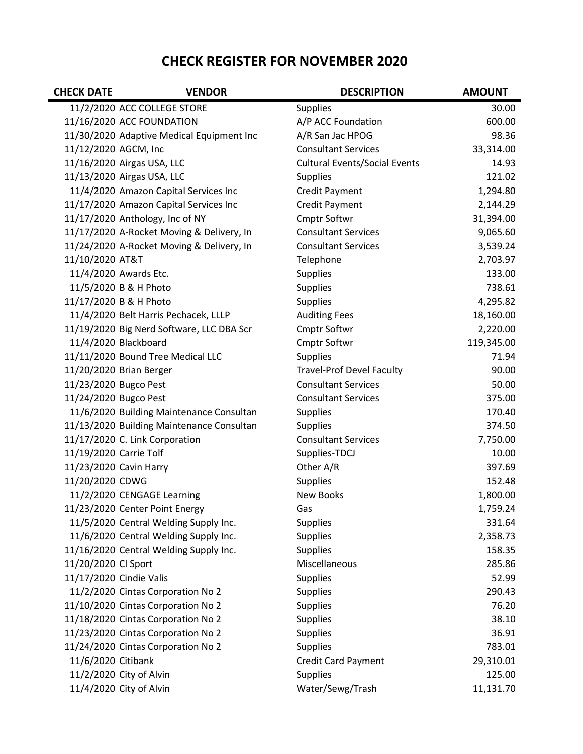# CHECK REGISTER FOR NOVEMBER 2020

| CHECK DATE | VENDOR | DESCRIPTION | AMOUNT |
|---|---|---|---|
| 11/2/2020 | ACC COLLEGE STORE | Supplies | 30.00 |
| 11/16/2020 | ACC FOUNDATION | A/P ACC Foundation | 600.00 |
| 11/30/2020 | Adaptive Medical Equipment Inc | A/R San Jac HPOG | 98.36 |
| 11/12/2020 | AGCM, Inc | Consultant Services | 33,314.00 |
| 11/16/2020 | Airgas USA, LLC | Cultural Events/Social Events | 14.93 |
| 11/13/2020 | Airgas USA, LLC | Supplies | 121.02 |
| 11/4/2020 | Amazon Capital Services Inc | Credit Payment | 1,294.80 |
| 11/17/2020 | Amazon Capital Services Inc | Credit Payment | 2,144.29 |
| 11/17/2020 | Anthology, Inc of NY | Cmptr Softwr | 31,394.00 |
| 11/17/2020 | A-Rocket Moving & Delivery, In | Consultant Services | 9,065.60 |
| 11/24/2020 | A-Rocket Moving & Delivery, In | Consultant Services | 3,539.24 |
| 11/10/2020 | AT&T | Telephone | 2,703.97 |
| 11/4/2020 | Awards Etc. | Supplies | 133.00 |
| 11/5/2020 | B & H Photo | Supplies | 738.61 |
| 11/17/2020 | B & H Photo | Supplies | 4,295.82 |
| 11/4/2020 | Belt Harris Pechacek, LLLP | Auditing Fees | 18,160.00 |
| 11/19/2020 | Big Nerd Software, LLC DBA Scr | Cmptr Softwr | 2,220.00 |
| 11/4/2020 | Blackboard | Cmptr Softwr | 119,345.00 |
| 11/11/2020 | Bound Tree Medical LLC | Supplies | 71.94 |
| 11/20/2020 | Brian Berger | Travel-Prof Devel Faculty | 90.00 |
| 11/23/2020 | Bugco Pest | Consultant Services | 50.00 |
| 11/24/2020 | Bugco Pest | Consultant Services | 375.00 |
| 11/6/2020 | Building Maintenance Consultan | Supplies | 170.40 |
| 11/13/2020 | Building Maintenance Consultan | Supplies | 374.50 |
| 11/17/2020 | C. Link Corporation | Consultant Services | 7,750.00 |
| 11/19/2020 | Carrie Tolf | Supplies-TDCJ | 10.00 |
| 11/23/2020 | Cavin Harry | Other A/R | 397.69 |
| 11/20/2020 | CDWG | Supplies | 152.48 |
| 11/2/2020 | CENGAGE Learning | New Books | 1,800.00 |
| 11/23/2020 | Center Point Energy | Gas | 1,759.24 |
| 11/5/2020 | Central Welding Supply Inc. | Supplies | 331.64 |
| 11/6/2020 | Central Welding Supply Inc. | Supplies | 2,358.73 |
| 11/16/2020 | Central Welding Supply Inc. | Supplies | 158.35 |
| 11/20/2020 | CI Sport | Miscellaneous | 285.86 |
| 11/17/2020 | Cindie Valis | Supplies | 52.99 |
| 11/2/2020 | Cintas Corporation No 2 | Supplies | 290.43 |
| 11/10/2020 | Cintas Corporation No 2 | Supplies | 76.20 |
| 11/18/2020 | Cintas Corporation No 2 | Supplies | 38.10 |
| 11/23/2020 | Cintas Corporation No 2 | Supplies | 36.91 |
| 11/24/2020 | Cintas Corporation No 2 | Supplies | 783.01 |
| 11/6/2020 | Citibank | Credit Card Payment | 29,310.01 |
| 11/2/2020 | City of Alvin | Supplies | 125.00 |
| 11/4/2020 | City of Alvin | Water/Sewg/Trash | 11,131.70 |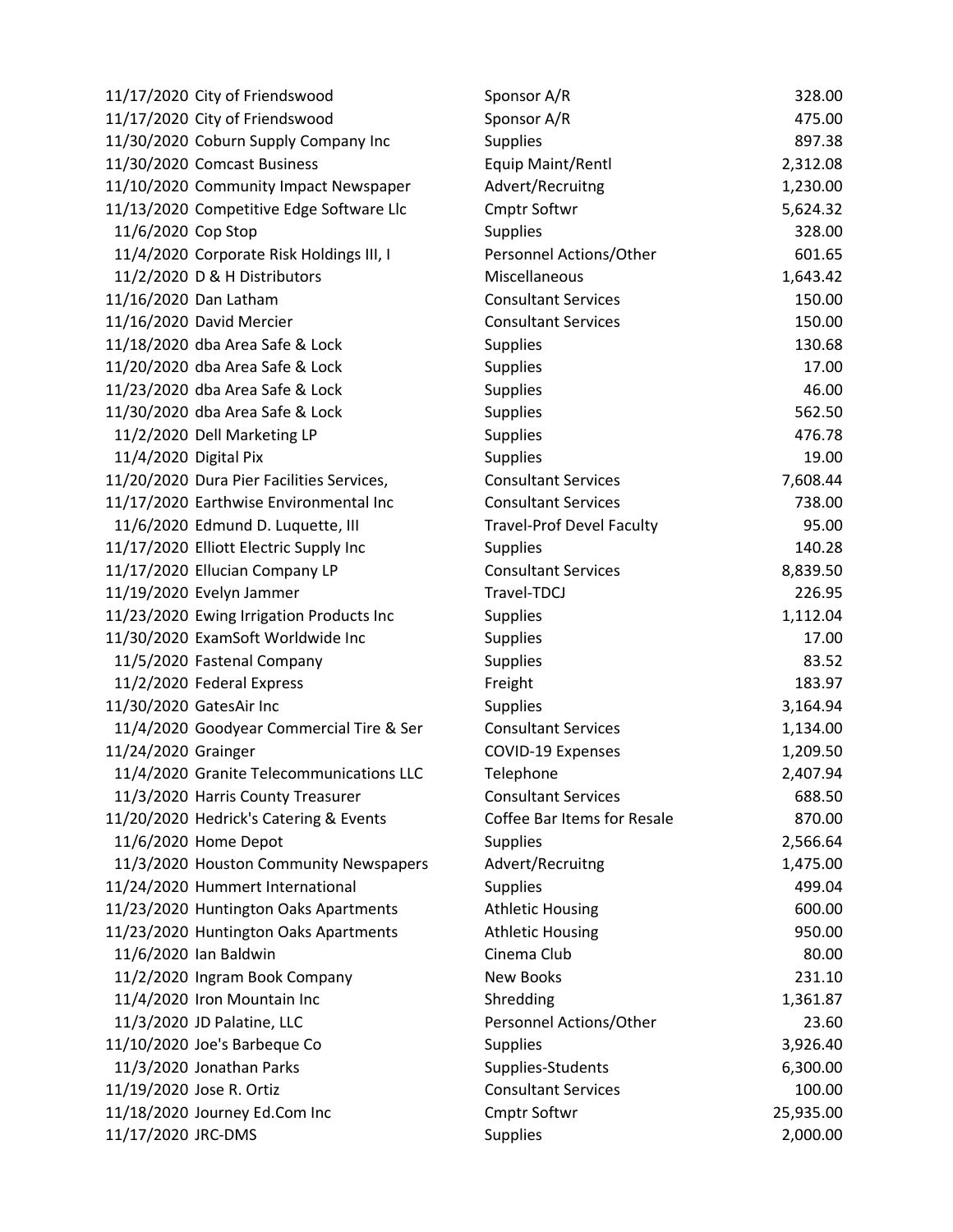| | | | |
|---|---|---|---|
| 11/17/2020 | City of Friendswood | Sponsor A/R | 328.00 |
| 11/17/2020 | City of Friendswood | Sponsor A/R | 475.00 |
| 11/30/2020 | Coburn Supply Company Inc | Supplies | 897.38 |
| 11/30/2020 | Comcast Business | Equip Maint/Rentl | 2,312.08 |
| 11/10/2020 | Community Impact Newspaper | Advert/Recruitng | 1,230.00 |
| 11/13/2020 | Competitive Edge Software Llc | Cmptr Softwr | 5,624.32 |
| 11/6/2020 | Cop Stop | Supplies | 328.00 |
| 11/4/2020 | Corporate Risk Holdings III, I | Personnel Actions/Other | 601.65 |
| 11/2/2020 | D & H Distributors | Miscellaneous | 1,643.42 |
| 11/16/2020 | Dan Latham | Consultant Services | 150.00 |
| 11/16/2020 | David Mercier | Consultant Services | 150.00 |
| 11/18/2020 | dba Area Safe & Lock | Supplies | 130.68 |
| 11/20/2020 | dba Area Safe & Lock | Supplies | 17.00 |
| 11/23/2020 | dba Area Safe & Lock | Supplies | 46.00 |
| 11/30/2020 | dba Area Safe & Lock | Supplies | 562.50 |
| 11/2/2020 | Dell Marketing LP | Supplies | 476.78 |
| 11/4/2020 | Digital Pix | Supplies | 19.00 |
| 11/20/2020 | Dura Pier Facilities Services, | Consultant Services | 7,608.44 |
| 11/17/2020 | Earthwise Environmental Inc | Consultant Services | 738.00 |
| 11/6/2020 | Edmund D. Luquette, III | Travel-Prof Devel Faculty | 95.00 |
| 11/17/2020 | Elliott Electric Supply Inc | Supplies | 140.28 |
| 11/17/2020 | Ellucian Company LP | Consultant Services | 8,839.50 |
| 11/19/2020 | Evelyn Jammer | Travel-TDCJ | 226.95 |
| 11/23/2020 | Ewing Irrigation Products Inc | Supplies | 1,112.04 |
| 11/30/2020 | ExamSoft Worldwide Inc | Supplies | 17.00 |
| 11/5/2020 | Fastenal Company | Supplies | 83.52 |
| 11/2/2020 | Federal Express | Freight | 183.97 |
| 11/30/2020 | GatesAir Inc | Supplies | 3,164.94 |
| 11/4/2020 | Goodyear Commercial Tire & Ser | Consultant Services | 1,134.00 |
| 11/24/2020 | Grainger | COVID-19 Expenses | 1,209.50 |
| 11/4/2020 | Granite Telecommunications LLC | Telephone | 2,407.94 |
| 11/3/2020 | Harris County Treasurer | Consultant Services | 688.50 |
| 11/20/2020 | Hedrick's Catering & Events | Coffee Bar Items for Resale | 870.00 |
| 11/6/2020 | Home Depot | Supplies | 2,566.64 |
| 11/3/2020 | Houston Community Newspapers | Advert/Recruitng | 1,475.00 |
| 11/24/2020 | Hummert International | Supplies | 499.04 |
| 11/23/2020 | Huntington Oaks Apartments | Athletic Housing | 600.00 |
| 11/23/2020 | Huntington Oaks Apartments | Athletic Housing | 950.00 |
| 11/6/2020 | Ian Baldwin | Cinema Club | 80.00 |
| 11/2/2020 | Ingram Book Company | New Books | 231.10 |
| 11/4/2020 | Iron Mountain Inc | Shredding | 1,361.87 |
| 11/3/2020 | JD Palatine, LLC | Personnel Actions/Other | 23.60 |
| 11/10/2020 | Joe's Barbeque Co | Supplies | 3,926.40 |
| 11/3/2020 | Jonathan Parks | Supplies-Students | 6,300.00 |
| 11/19/2020 | Jose R. Ortiz | Consultant Services | 100.00 |
| 11/18/2020 | Journey Ed.Com Inc | Cmptr Softwr | 25,935.00 |
| 11/17/2020 | JRC-DMS | Supplies | 2,000.00 |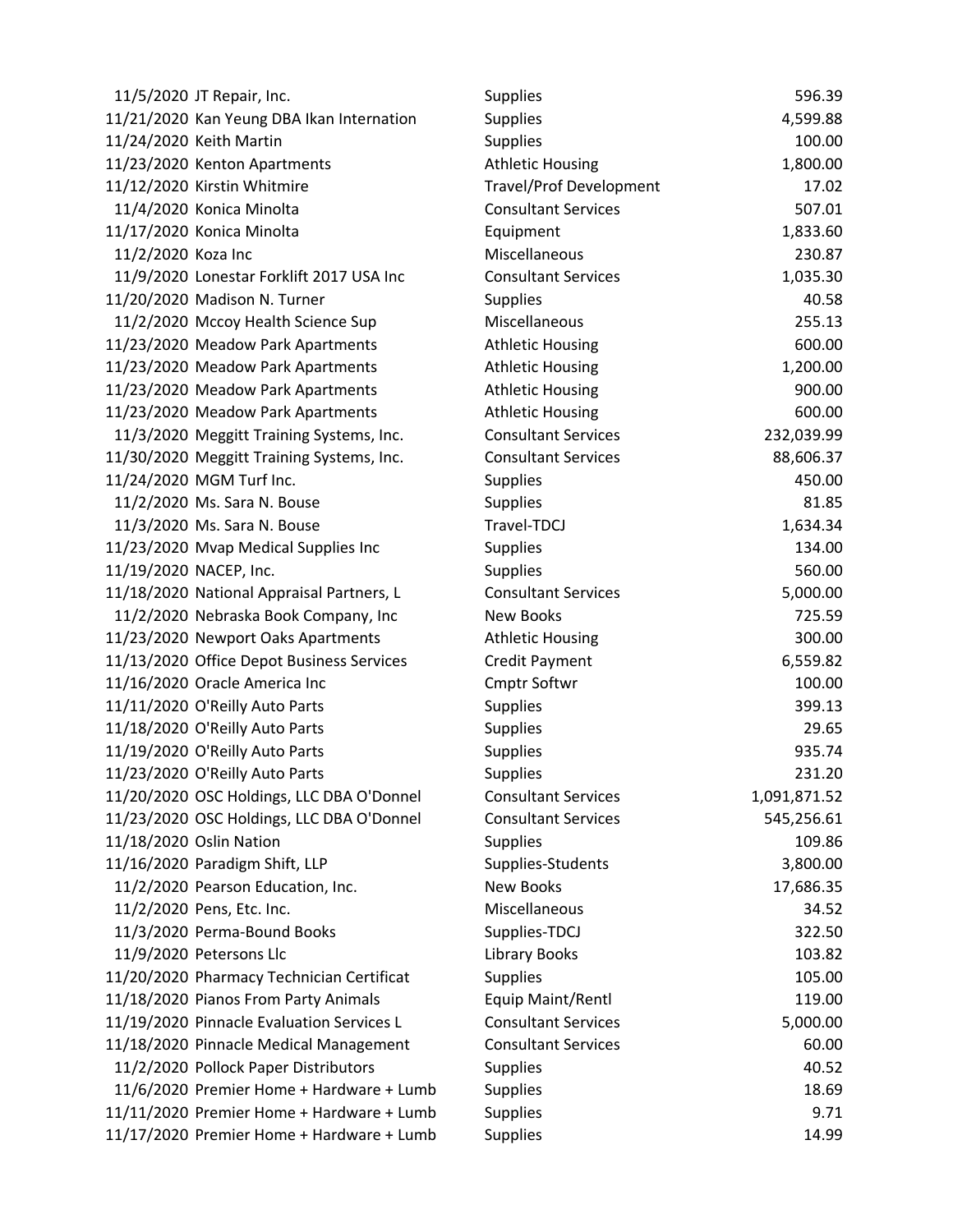| | | | |
|---|---|---|---|
| 11/5/2020 | JT Repair, Inc. | Supplies | 596.39 |
| 11/21/2020 | Kan Yeung DBA Ikan Internation | Supplies | 4,599.88 |
| 11/24/2020 | Keith Martin | Supplies | 100.00 |
| 11/23/2020 | Kenton Apartments | Athletic Housing | 1,800.00 |
| 11/12/2020 | Kirstin Whitmire | Travel/Prof Development | 17.02 |
| 11/4/2020 | Konica Minolta | Consultant Services | 507.01 |
| 11/17/2020 | Konica Minolta | Equipment | 1,833.60 |
| 11/2/2020 | Koza Inc | Miscellaneous | 230.87 |
| 11/9/2020 | Lonestar Forklift 2017 USA Inc | Consultant Services | 1,035.30 |
| 11/20/2020 | Madison N. Turner | Supplies | 40.58 |
| 11/2/2020 | Mccoy Health Science Sup | Miscellaneous | 255.13 |
| 11/23/2020 | Meadow Park Apartments | Athletic Housing | 600.00 |
| 11/23/2020 | Meadow Park Apartments | Athletic Housing | 1,200.00 |
| 11/23/2020 | Meadow Park Apartments | Athletic Housing | 900.00 |
| 11/23/2020 | Meadow Park Apartments | Athletic Housing | 600.00 |
| 11/3/2020 | Meggitt Training Systems, Inc. | Consultant Services | 232,039.99 |
| 11/30/2020 | Meggitt Training Systems, Inc. | Consultant Services | 88,606.37 |
| 11/24/2020 | MGM Turf Inc. | Supplies | 450.00 |
| 11/2/2020 | Ms. Sara N. Bouse | Supplies | 81.85 |
| 11/3/2020 | Ms. Sara N. Bouse | Travel-TDCJ | 1,634.34 |
| 11/23/2020 | Mvap Medical Supplies Inc | Supplies | 134.00 |
| 11/19/2020 | NACEP, Inc. | Supplies | 560.00 |
| 11/18/2020 | National Appraisal Partners, L | Consultant Services | 5,000.00 |
| 11/2/2020 | Nebraska Book Company, Inc | New Books | 725.59 |
| 11/23/2020 | Newport Oaks Apartments | Athletic Housing | 300.00 |
| 11/13/2020 | Office Depot Business Services | Credit Payment | 6,559.82 |
| 11/16/2020 | Oracle America Inc | Cmptr Softwr | 100.00 |
| 11/11/2020 | O'Reilly Auto Parts | Supplies | 399.13 |
| 11/18/2020 | O'Reilly Auto Parts | Supplies | 29.65 |
| 11/19/2020 | O'Reilly Auto Parts | Supplies | 935.74 |
| 11/23/2020 | O'Reilly Auto Parts | Supplies | 231.20 |
| 11/20/2020 | OSC Holdings, LLC DBA O'Donnel | Consultant Services | 1,091,871.52 |
| 11/23/2020 | OSC Holdings, LLC DBA O'Donnel | Consultant Services | 545,256.61 |
| 11/18/2020 | Oslin Nation | Supplies | 109.86 |
| 11/16/2020 | Paradigm Shift, LLP | Supplies-Students | 3,800.00 |
| 11/2/2020 | Pearson Education, Inc. | New Books | 17,686.35 |
| 11/2/2020 | Pens, Etc. Inc. | Miscellaneous | 34.52 |
| 11/3/2020 | Perma-Bound Books | Supplies-TDCJ | 322.50 |
| 11/9/2020 | Petersons Llc | Library Books | 103.82 |
| 11/20/2020 | Pharmacy Technician Certificat | Supplies | 105.00 |
| 11/18/2020 | Pianos From Party Animals | Equip Maint/Rentl | 119.00 |
| 11/19/2020 | Pinnacle Evaluation Services L | Consultant Services | 5,000.00 |
| 11/18/2020 | Pinnacle Medical Management | Consultant Services | 60.00 |
| 11/2/2020 | Pollock Paper Distributors | Supplies | 40.52 |
| 11/6/2020 | Premier Home + Hardware + Lumb | Supplies | 18.69 |
| 11/11/2020 | Premier Home + Hardware + Lumb | Supplies | 9.71 |
| 11/17/2020 | Premier Home + Hardware + Lumb | Supplies | 14.99 |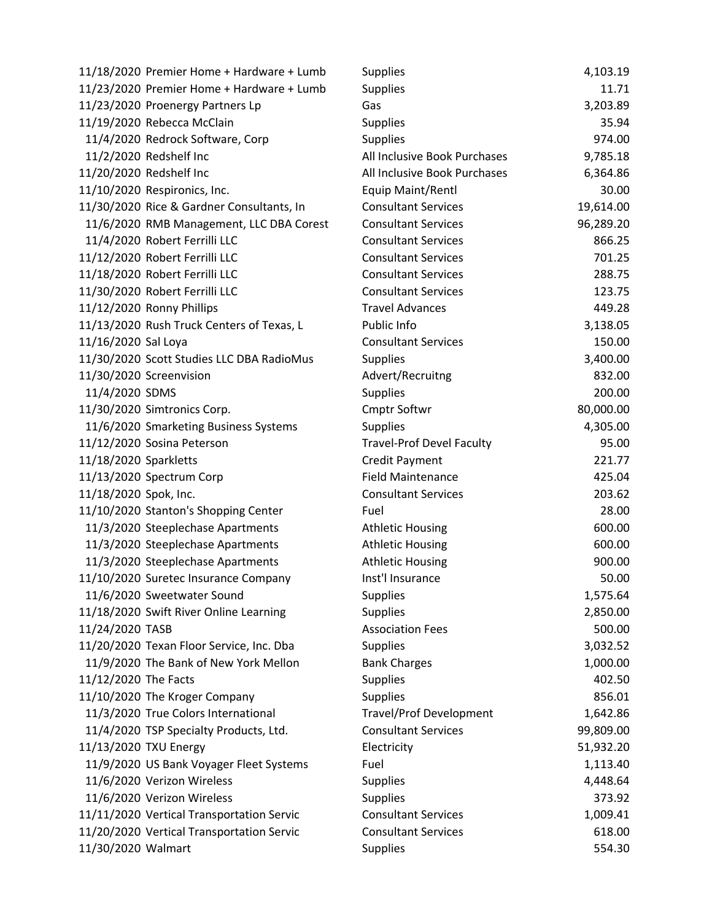| | | | |
|---|---|---|---|
| 11/18/2020 | Premier Home + Hardware + Lumb | Supplies | 4,103.19 |
| 11/23/2020 | Premier Home + Hardware + Lumb | Supplies | 11.71 |
| 11/23/2020 | Proenergy Partners Lp | Gas | 3,203.89 |
| 11/19/2020 | Rebecca McClain | Supplies | 35.94 |
| 11/4/2020 | Redrock Software, Corp | Supplies | 974.00 |
| 11/2/2020 | Redshelf Inc | All Inclusive Book Purchases | 9,785.18 |
| 11/20/2020 | Redshelf Inc | All Inclusive Book Purchases | 6,364.86 |
| 11/10/2020 | Respironics, Inc. | Equip Maint/Rentl | 30.00 |
| 11/30/2020 | Rice & Gardner Consultants, In | Consultant Services | 19,614.00 |
| 11/6/2020 | RMB Management, LLC DBA Corest | Consultant Services | 96,289.20 |
| 11/4/2020 | Robert Ferrilli LLC | Consultant Services | 866.25 |
| 11/12/2020 | Robert Ferrilli LLC | Consultant Services | 701.25 |
| 11/18/2020 | Robert Ferrilli LLC | Consultant Services | 288.75 |
| 11/30/2020 | Robert Ferrilli LLC | Consultant Services | 123.75 |
| 11/12/2020 | Ronny Phillips | Travel Advances | 449.28 |
| 11/13/2020 | Rush Truck Centers of Texas, L | Public Info | 3,138.05 |
| 11/16/2020 | Sal Loya | Consultant Services | 150.00 |
| 11/30/2020 | Scott Studies LLC DBA RadioMus | Supplies | 3,400.00 |
| 11/30/2020 | Screenvision | Advert/Recruitng | 832.00 |
| 11/4/2020 | SDMS | Supplies | 200.00 |
| 11/30/2020 | Simtronics Corp. | Cmptr Softwr | 80,000.00 |
| 11/6/2020 | Smarketing Business Systems | Supplies | 4,305.00 |
| 11/12/2020 | Sosina Peterson | Travel-Prof Devel Faculty | 95.00 |
| 11/18/2020 | Sparkletts | Credit Payment | 221.77 |
| 11/13/2020 | Spectrum Corp | Field Maintenance | 425.04 |
| 11/18/2020 | Spok, Inc. | Consultant Services | 203.62 |
| 11/10/2020 | Stanton's Shopping Center | Fuel | 28.00 |
| 11/3/2020 | Steeplechase Apartments | Athletic Housing | 600.00 |
| 11/3/2020 | Steeplechase Apartments | Athletic Housing | 600.00 |
| 11/3/2020 | Steeplechase Apartments | Athletic Housing | 900.00 |
| 11/10/2020 | Suretec Insurance Company | Inst'l Insurance | 50.00 |
| 11/6/2020 | Sweetwater Sound | Supplies | 1,575.64 |
| 11/18/2020 | Swift River Online Learning | Supplies | 2,850.00 |
| 11/24/2020 | TASB | Association Fees | 500.00 |
| 11/20/2020 | Texan Floor Service, Inc. Dba | Supplies | 3,032.52 |
| 11/9/2020 | The Bank of New York Mellon | Bank Charges | 1,000.00 |
| 11/12/2020 | The Facts | Supplies | 402.50 |
| 11/10/2020 | The Kroger Company | Supplies | 856.01 |
| 11/3/2020 | True Colors International | Travel/Prof Development | 1,642.86 |
| 11/4/2020 | TSP Specialty Products, Ltd. | Consultant Services | 99,809.00 |
| 11/13/2020 | TXU Energy | Electricity | 51,932.20 |
| 11/9/2020 | US Bank Voyager Fleet Systems | Fuel | 1,113.40 |
| 11/6/2020 | Verizon Wireless | Supplies | 4,448.64 |
| 11/6/2020 | Verizon Wireless | Supplies | 373.92 |
| 11/11/2020 | Vertical Transportation Servic | Consultant Services | 1,009.41 |
| 11/20/2020 | Vertical Transportation Servic | Consultant Services | 618.00 |
| 11/30/2020 | Walmart | Supplies | 554.30 |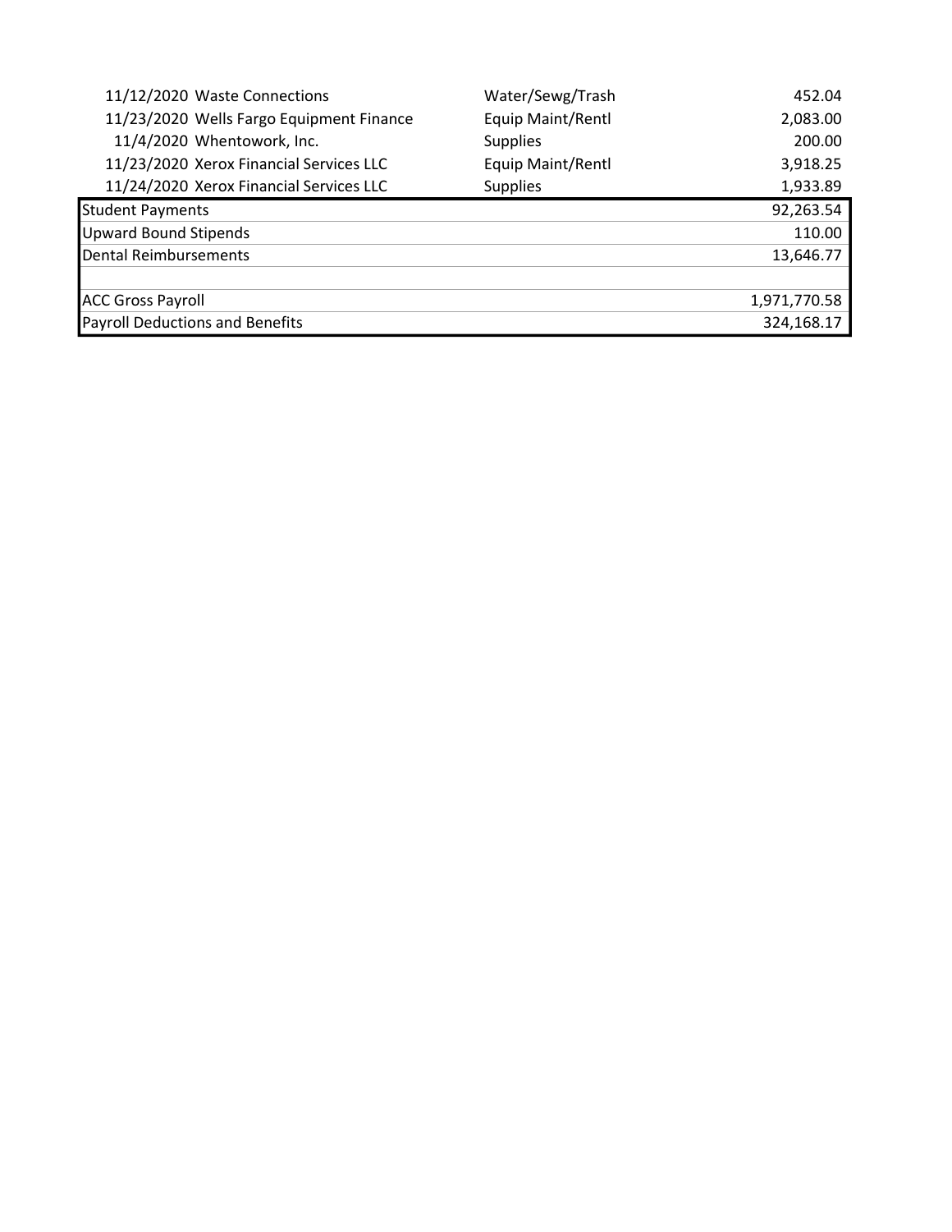| | | | |
|---|---|---|---|
| 11/12/2020 | Waste Connections | Water/Sewg/Trash | 452.04 |
| 11/23/2020 | Wells Fargo Equipment Finance | Equip Maint/Rentl | 2,083.00 |
| 11/4/2020 | Whentowork, Inc. | Supplies | 200.00 |
| 11/23/2020 | Xerox Financial Services LLC | Equip Maint/Rentl | 3,918.25 |
| 11/24/2020 | Xerox Financial Services LLC | Supplies | 1,933.89 |

| | |
|---|---|
| Student Payments | 92,263.54 |
| Upward Bound Stipends | 110.00 |
| Dental Reimbursements | 13,646.77 |
| | |
| ACC Gross Payroll | 1,971,770.58 |
| Payroll Deductions and Benefits | 324,168.17 |